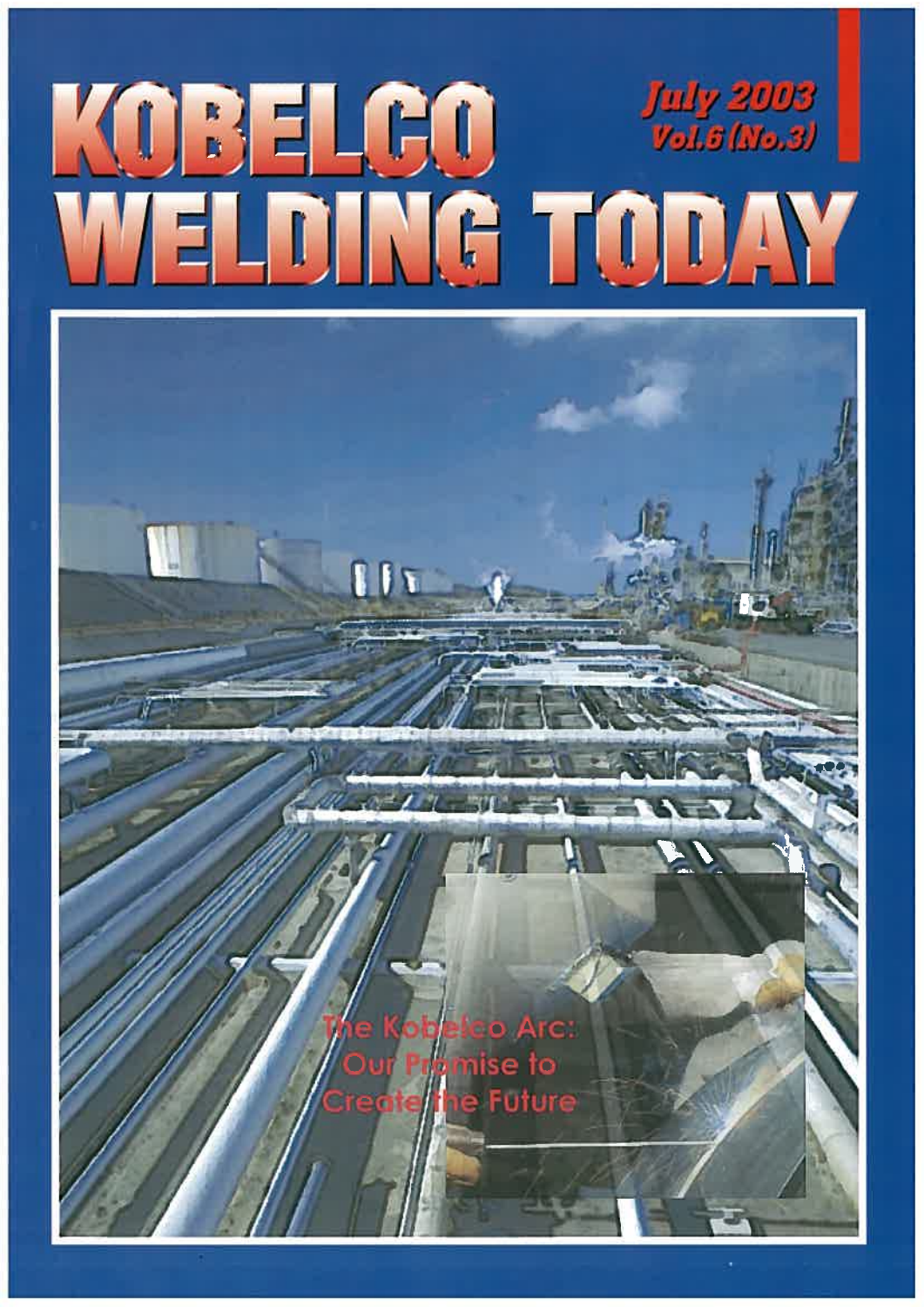# KOBELCO WELDING TODAY

July 2003
Vol.6 (No.3)

The Kobelco Arc:
Our Promise to
Create the Future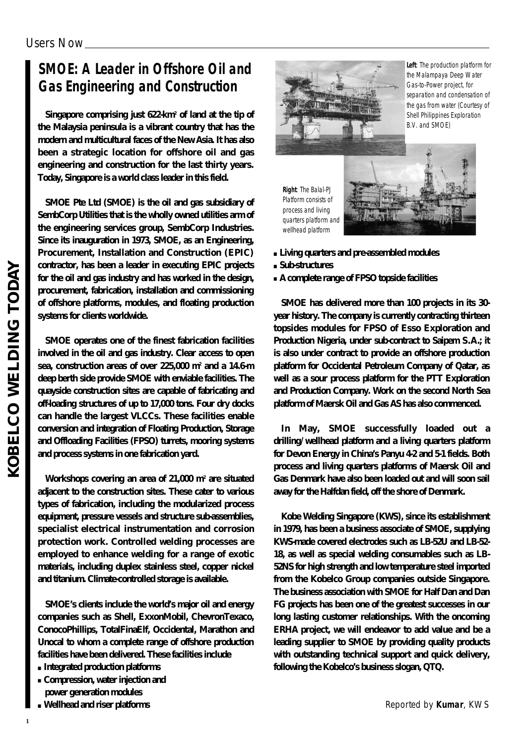## SMOE: A Leader in Offshore Oil and Gas Engineering and Construction

**Singapore comprising just 622-km² of land at the tip of the Malaysia peninsula is a vibrant country that has the modern and multicultural faces of the New Asia. It has also been a strategic location for offshore oil and gas engineering and construction for the last thirty years. Today, Singapore is a world class leader in this field.**

**SMOE Pte Ltd (SMOE) is the oil and gas subsidiary of SembCorp Utilities that is the wholly owned utilities arm of the engineering services group, SembCorp Industries. Since its inauguration in 1973, SMOE, as an Engineering, Procurement, Installation and Construction (EPIC) contractor, has been a leader in executing EPIC projects for the oil and gas industry and has worked in the design, procurement, fabrication, installation and commissioning of offshore platforms, modules, and floating production systems for clients worldwide.**

**SMOE operates one of the finest fabrication facilities involved in the oil and gas industry. Clear access to open sea, construction areas of over 225,000 m² and a 14.6-m deep berth side provide SMOE with enviable facilities. The quayside construction sites are capable of fabricating and off-loading structures of up to 17,000 tons. Four dry docks can handle the largest VLCCs. These facilities enable conversion and integration of Floating Production, Storage and Offloading Facilities (FPSO) turrets, mooring systems and process systems in one fabrication yard.**

**Workshops covering an area of 21,000 m² are situated adjacent to the construction sites. These cater to various types of fabrication, including the modularized process equipment, pressure vessels and structure sub-assemblies, specialist electrical instrumentation and corrosion protection work. Controlled welding processes are employed to enhance welding for a range of exotic materials, including duplex stainless steel, copper nickel and titanium. Climate-controlled storage is available.**

**SMOE's clients include the world's major oil and energy companies such as Shell, ExxonMobil, ChevronTexaco, ConocoPhillips, TotalFinaElf, Occidental, Marathon and Unocal to whom a complete range of offshore production facilities have been delivered. These facilities include**

- **Integrated production platforms**
- **Compression, water injection and power generation modules**
- **Wellhead and riser platforms**
- **Living quarters and pre-assembled modules**
- **Sub-structures**
- **A complete range of FPSO topside facilities**

*Left: The production platform for the Malampaya Deep Water Gas-to-Power project, for separation and condensation of the gas from water (Courtesy of Shell Philippines Exploration B.V. and SMOE)*

*Right: The Balal-PJ Platform consists of process and living quarters platform and wellhead platform*

**SMOE has delivered more than 100 projects in its 30-year history. The company is currently contracting thirteen topsides modules for FPSO of Esso Exploration and Production Nigeria, under sub-contract to Saipem S.A.; it is also under contract to provide an offshore production platform for Occidental Petroleum Company of Qatar, as well as a sour process platform for the PTT Exploration and Production Company. Work on the second North Sea platform of Maersk Oil and Gas AS has also commenced.**

**In May, SMOE successfully loaded out a drilling/wellhead platform and a living quarters platform for Devon Energy in China's Panyu 4-2 and 5-1 fields. Both process and living quarters platforms of Maersk Oil and Gas Denmark have also been loaded out and will soon sail away for the Halfdan field, off the shore of Denmark.**

**Kobe Welding Singapore (KWS), since its establishment in 1979, has been a business associate of SMOE, supplying KWS-made covered electrodes such as LB-52U and LB-52-18, as well as special welding consumables such as LB-52NS for high strength and low temperature steel imported from the Kobelco Group companies outside Singapore. The business association with SMOE for Half Dan and Dan FG projects has been one of the greatest successes in our long lasting customer relationships. With the oncoming ERHA project, we will endeavor to add value and be a leading supplier to SMOE by providing quality products with outstanding technical support and quick delivery, following the Kobelco's business slogan, QTQ.**

*Reported by **Kumar**, KWS*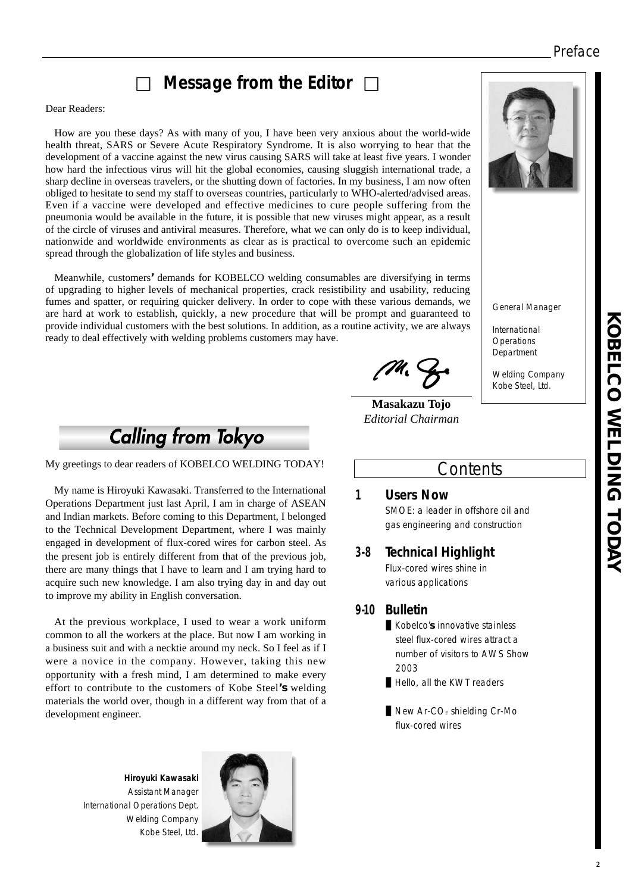## Message from the Editor

Dear Readers:

How are you these days? As with many of you, I have been very anxious about the world-wide health threat, SARS or Severe Acute Respiratory Syndrome. It is also worrying to hear that the development of a vaccine against the new virus causing SARS will take at least five years. I wonder how hard the infectious virus will hit the global economies, causing sluggish international trade, a sharp decline in overseas travelers, or the shutting down of factories. In my business, I am now often obliged to hesitate to send my staff to overseas countries, particularly to WHO-alerted/advised areas. Even if a vaccine were developed and effective medicines to cure people suffering from the pneumonia would be available in the future, it is possible that new viruses might appear, as a result of the circle of viruses and antiviral measures. Therefore, what we can only do is to keep individual, nationwide and worldwide environments as clear as is practical to overcome such an epidemic spread through the globalization of life styles and business.

Meanwhile, customers' demands for KOBELCO welding consumables are diversifying in terms of upgrading to higher levels of mechanical properties, crack resistibility and usability, reducing fumes and spatter, or requiring quicker delivery. In order to cope with these various demands, we are hard at work to establish, quickly, a new procedure that will be prompt and guaranteed to provide individual customers with the best solutions. In addition, as a routine activity, we are always ready to deal effectively with welding problems customers may have.

**Masakazu Tojo**
*Editorial Chairman*

General Manager
International Operations Department
Welding Company
Kobe Steel, Ltd.

## Calling from Tokyo

My greetings to dear readers of KOBELCO WELDING TODAY!

My name is Hiroyuki Kawasaki. Transferred to the International Operations Department just last April, I am in charge of ASEAN and Indian markets. Before coming to this Department, I belonged to the Technical Development Department, where I was mainly engaged in development of flux-cored wires for carbon steel. As the present job is entirely different from that of the previous job, there are many things that I have to learn and I am trying hard to acquire such new knowledge. I am also trying day in and day out to improve my ability in English conversation.

At the previous workplace, I used to wear a work uniform common to all the workers at the place. But now I am working in a business suit and with a necktie around my neck. So I feel as if I were a novice in the company. However, taking this new opportunity with a fresh mind, I am determined to make every effort to contribute to the customers of Kobe Steel's welding materials the world over, though in a different way from that of a development engineer.

**Hiroyuki Kawasaki**
Assistant Manager
International Operations Dept.
Welding Company
Kobe Steel, Ltd.

## Contents

**1 Users Now**
SMOE: a leader in offshore oil and gas engineering and construction

**3-8 Technical Highlight**
Flux-cored wires shine in various applications

**9-10 Bulletin**
- Kobelco's innovative stainless steel flux-cored wires attract a number of visitors to AWS Show 2003
- Hello, all the KWT readers
- New Ar-$CO_2$ shielding Cr-Mo flux-cored wires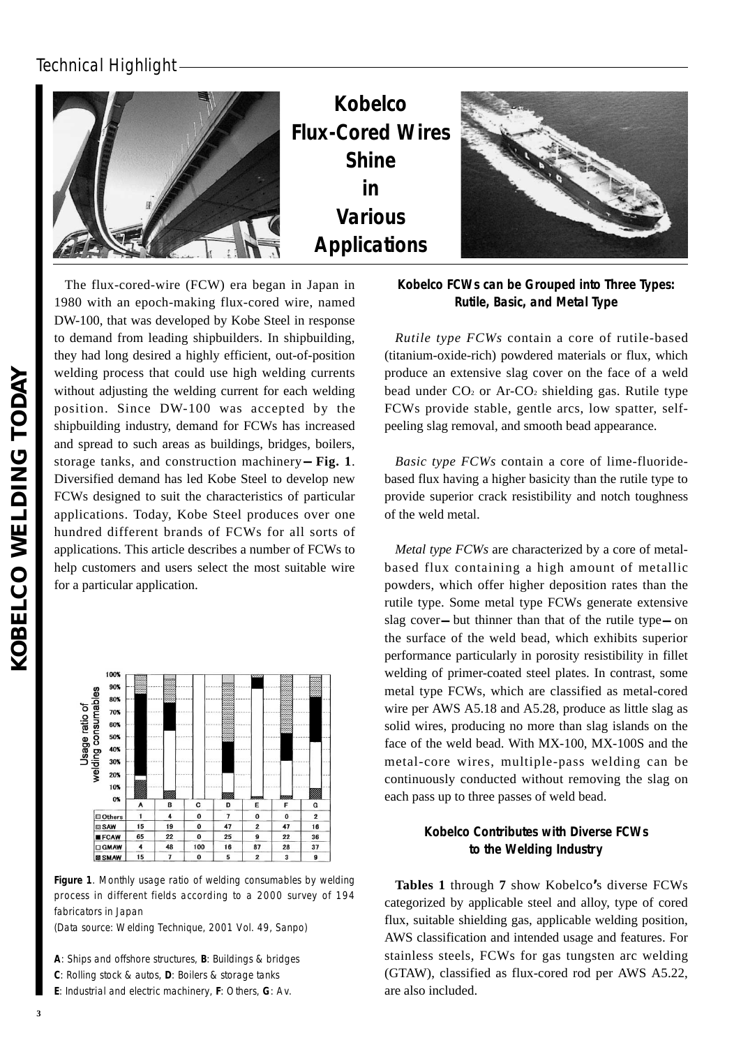# Kobelco Flux-Cored Wires Shine in Various Applications

The flux-cored-wire (FCW) era began in Japan in 1980 with an epoch-making flux-cored wire, named DW-100, that was developed by Kobe Steel in response to demand from leading shipbuilders. In shipbuilding, they had long desired a highly efficient, out-of-position welding process that could use high welding currents without adjusting the welding current for each welding position. Since DW-100 was accepted by the shipbuilding industry, demand for FCWs has increased and spread to such areas as buildings, bridges, boilers, storage tanks, and construction machinery — **Fig. 1**. Diversified demand has led Kobe Steel to develop new FCWs designed to suit the characteristics of particular applications. Today, Kobe Steel produces over one hundred different brands of FCWs for all sorts of applications. This article describes a number of FCWs to help customers and users select the most suitable wire for a particular application.

| | A | B | C | D | E | F | G |
|---|---|---|---|---|---|---|---|
| Others | 1 | 4 | 0 | 7 | 0 | 0 | 2 |
| SAW | 15 | 19 | 0 | 47 | 2 | 47 | 16 |
| FCAW | 65 | 22 | 0 | 25 | 9 | 22 | 36 |
| GMAW | 4 | 48 | 100 | 16 | 87 | 28 | 37 |
| SMAW | 15 | 7 | 0 | 5 | 2 | 3 | 9 |

**Figure 1**. Monthly usage ratio of welding consumables by welding process in different fields according to a 2000 survey of 194 fabricators in Japan

(Data source: Welding Technique, 2001 Vol. 49, Sanpo)

**A**: Ships and offshore structures, **B**: Buildings & bridges
**C**: Rolling stock & autos, **D**: Boilers & storage tanks
**E**: Industrial and electric machinery, **F**: Others, **G**: Av.

## Kobelco FCWs can be Grouped into Three Types: Rutile, Basic, and Metal Type

*Rutile type FCWs* contain a core of rutile-based (titanium-oxide-rich) powdered materials or flux, which produce an extensive slag cover on the face of a weld bead under $CO_2$ or Ar-$CO_2$ shielding gas. Rutile type FCWs provide stable, gentle arcs, low spatter, self-peeling slag removal, and smooth bead appearance.

*Basic type FCWs* contain a core of lime-fluoride-based flux having a higher basicity than the rutile type to provide superior crack resistibility and notch toughness of the weld metal.

*Metal type FCWs* are characterized by a core of metal-based flux containing a high amount of metallic powders, which offer higher deposition rates than the rutile type. Some metal type FCWs generate extensive slag cover — but thinner than that of the rutile type — on the surface of the weld bead, which exhibits superior performance particularly in porosity resistibility in fillet welding of primer-coated steel plates. In contrast, some metal type FCWs, which are classified as metal-cored wire per AWS A5.18 and A5.28, produce as little slag as solid wires, producing no more than slag islands on the face of the weld bead. With MX-100, MX-100S and the metal-core wires, multiple-pass welding can be continuously conducted without removing the slag on each pass up to three passes of weld bead.

## Kobelco Contributes with Diverse FCWs to the Welding Industry

**Tables 1** through **7** show Kobelco's diverse FCWs categorized by applicable steel and alloy, type of cored flux, suitable shielding gas, applicable welding position, AWS classification and intended usage and features. For stainless steels, FCWs for gas tungsten arc welding (GTAW), classified as flux-cored rod per AWS A5.22, are also included.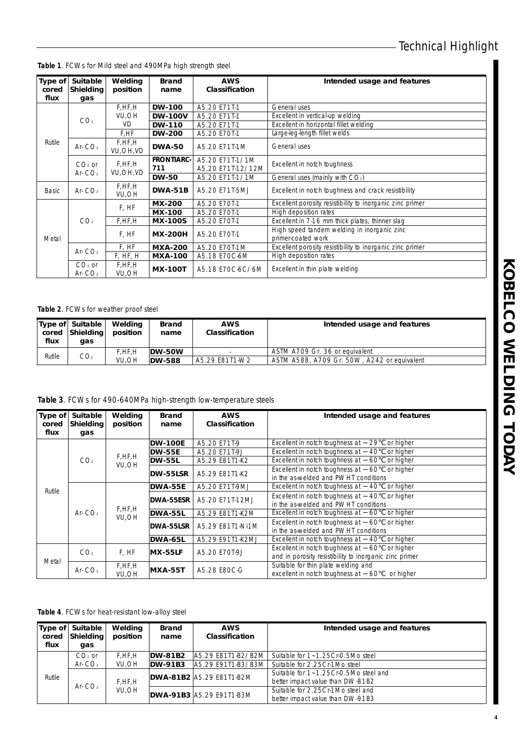**Table 1**. FCWs for Mild steel and 490MPa high strength steel

| Type of cored flux | Suitable Shielding gas | Welding position | Brand name | AWS Classification | Intended usage and features |
|---|---|---|---|---|---|
| Rutile | $CO_2$ | F,HF,H VU,OH | **DW-100** | A5.20 E71T-1 | General uses |
| | | | **DW-100V** | A5.20 E71T-1 | Excellent in vertical-up welding |
| | | VD | **DW-110** | A5.20 E71T-1 | Excellent in horizontal fillet welding |
| | | F,HF | **DW-200** | A5.20 E70T-1 | Large-leg-length fillet welds |
| | Ar-$CO_2$ | F,HF,H VU,OH,VD | **DWA-50** | A5.20 E71T-1M | General uses |
| | $CO_2$ or Ar-$CO_2$ | F,HF,H VU,OH,VD | **FRONTIARC-711** | A5.20 E71T-1/1M A5.20 E71T-12/12M | Excellent in notch toughness |
| | | | **DW-50** | A5.20 E71T-1/1M | General uses (mainly with $CO_2$) |
| Basic | Ar-$CO_2$ | F,HF,H VU,OH | **DWA-51B** | A5.20 E71T-5MJ | Excellent in notch toughness and crack resistibility |
| Metal | $CO_2$ | F, HF | **MX-200** | A5.20 E70T-1 | Excellent porosity resistibility to inorganic zinc primer |
| | | | **MX-100** | A5.20 E70T-1 | High deposition rates |
| | | F,HF,H | **MX-100S** | A5.20 E70T-1 | Excellent in 7-16 mm thick plates, thinner slag |
| | | F, HF | **MX-200H** | A5.20 E70T-1 | High speed tandem welding in inorganic zinc primer-coated work |
| | Ar-$CO_2$ | F, HF | **MXA-200** | A5.20 E70T-1M | Excellent porosity resistibility to inorganic zinc primer |
| | | F, HF, H | **MXA-100** | A5.18 E70C-6M | High deposition rates |
| | $CO_2$ or Ar-$CO_2$ | F,HF,H VU,OH | **MX-100T** | A5.18 E70C-6C/6M | Excellent in thin plate welding |

**Table 2**. FCWs for weather proof steel

| Type of cored flux | Suitable Shielding gas | Welding position | Brand name | AWS Classification | Intended usage and features |
|---|---|---|---|---|---|
| Rutile | $CO_2$ | F,HF,H VU,OH | **DW-50W** | - | ASTM A709 Gr. 36 or equivalent |
| | | | **DW-588** | A5.29 E81T1-W2 | ASTM A588, A709 Gr. 50W, A242 or equivalent |

**Table 3**. FCWs for 490-640MPa high-strength low-temperature steels

| Type of cored flux | Suitable Shielding gas | Welding position | Brand name | AWS Classification | Intended usage and features |
|---|---|---|---|---|---|
| Rutile | $CO_2$ | F,HF,H VU,OH | **DW-100E** | A5.20 E71T-9 | Excellent in notch toughness at −29℃ or higher |
| | | | **DW-55E** | A5.20 E71T-9J | Excellent in notch toughness at −40℃ or higher |
| | | | **DW-55L** | A5.29 E81T1-K2 | Excellent in notch toughness at −60℃ or higher |
| | | | **DW-55LSR** | A5.29 E81T1-K2 | Excellent in notch toughness at −60℃ or higher in the as-welded and PWHT conditions |
| | Ar-$CO_2$ | F,HF,H VU,OH | **DWA-55E** | A5.20 E71T-9MJ | Excellent in notch toughness at −40℃ or higher |
| | | | **DWA-55ESR** | A5.20 E71T-12MJ | Excellent in notch toughness at −40℃ or higher in the as-welded and PWHT conditions |
| | | | **DWA-55L** | A5.29 E81T1-K2M | Excellent in notch toughness at −60℃ or higher |
| | | | **DWA-55LSR** | A5.29 E81T1-Ni1M | Excellent in notch toughness at −60℃ or higher in the as-welded and PWHT conditions |
| | | | **DWA-65L** | A5.29 E91T1-K2MJ | Excellent in notch toughness at −40℃ or higher |
| Metal | $CO_2$ | F, HF | **MX-55LF** | A5.20 E70T-9J | Excellent in notch toughness at −60℃ or higher and in porosity resistibility to inorganic zinc primer |
| | Ar-$CO_2$ | F,HF,H VU,OH | **MXA-55T** | A5.28 E80C-G | Suitable for thin plate welding and excellent in notch toughness at −60℃ or higher |

**Table 4**. FCWs for heat-resistant low-alloy steel

| Type of cored flux | Suitable Shielding gas | Welding position | Brand name | AWS Classification | Intended usage and features |
|---|---|---|---|---|---|
| Rutile | $CO_2$ or Ar-$CO_2$ | F,HF,H VU,OH | **DW-81B2** | A5.29 E81T1-B2/B2M | Suitable for 1~1.25Cr-0.5Mo steel |
| | | | **DW-91B3** | A5.29 E91T1-B3/B3M | Suitable for 2.25Cr-1Mo steel |
| | Ar-$CO_2$ | F,HF,H VU,OH | **DWA-81B2** | A5.29 E81T1-B2M | Suitable for 1~1.25Cr-0.5Mo steel and better impact value than DW-81B2 |
| | | | **DWA-91B3** | A5.29 E91T1-B3M | Suitable for 2.25Cr-1Mo steel and better impact value than DW-91B3 |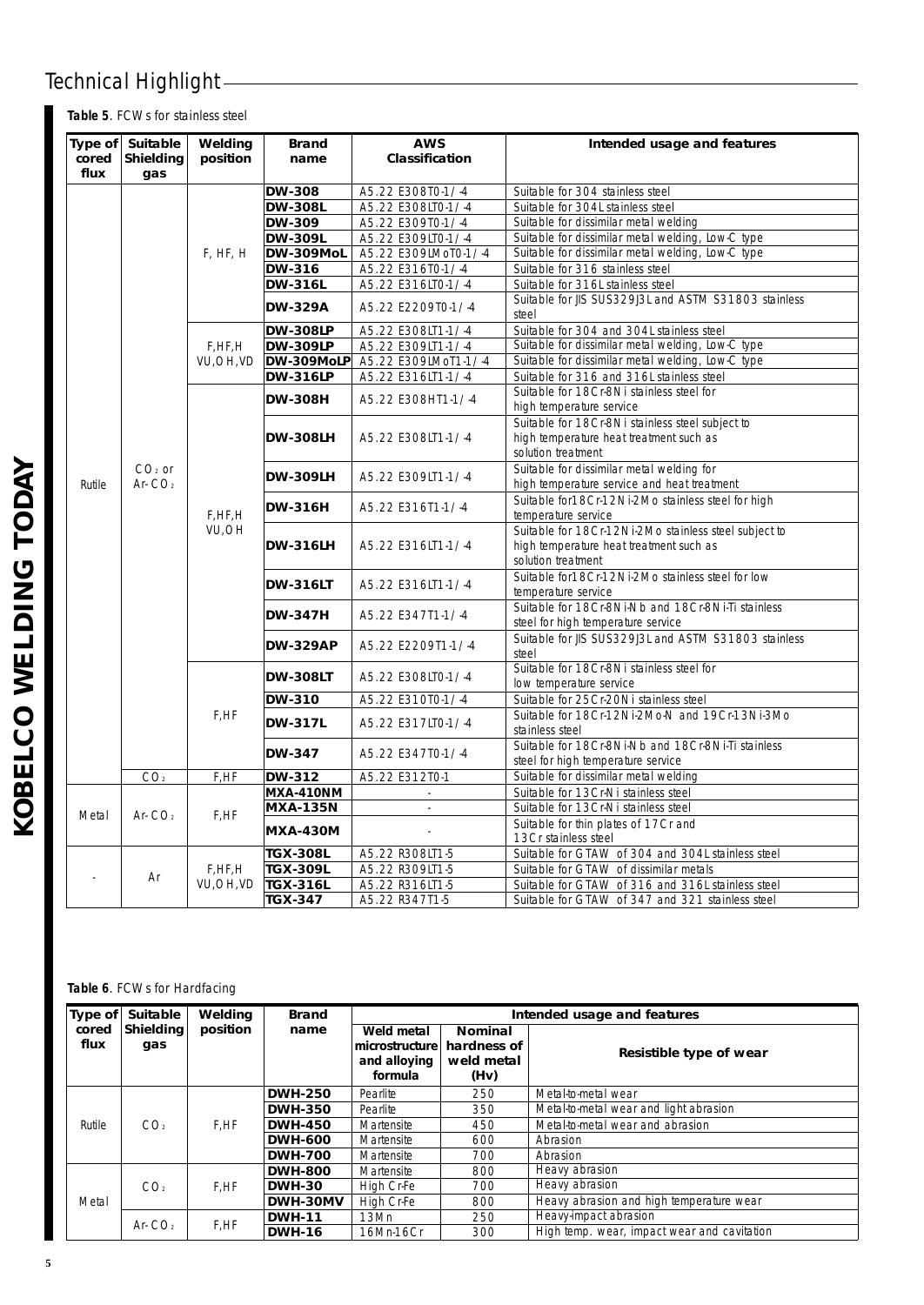## Technical Highlight

**Table 5**. FCWs for stainless steel

| Type of cored flux | Suitable Shielding gas | Welding position | Brand name | AWS Classification | Intended usage and features |
|---|---|---|---|---|---|
| Rutile | $CO_2$ or Ar-$CO_2$ | F, HF, H | **DW-308** | A5.22 E308T0-1/-4 | Suitable for 304 stainless steel |
| | | | **DW-308L** | A5.22 E308LT0-1/-4 | Suitable for 304L stainless steel |
| | | | **DW-309** | A5.22 E309T0-1/-4 | Suitable for dissimilar metal welding |
| | | | **DW-309L** | A5.22 E309LT0-1/-4 | Suitable for dissimilar metal welding, Low-C type |
| | | | **DW-309MoL** | A5.22 E309LMoT0-1/-4 | Suitable for dissimilar metal welding, Low-C type |
| | | | **DW-316** | A5.22 E316T0-1/-4 | Suitable for 316 stainless steel |
| | | | **DW-316L** | A5.22 E316LT0-1/-4 | Suitable for 316L stainless steel |
| | | | **DW-329A** | A5.22 E2209T0-1/-4 | Suitable for JIS SUS329J3L and ASTM S31803 stainless steel |
| | | F,HF,H VU,OH,VD | **DW-308LP** | A5.22 E308LT1-1/-4 | Suitable for 304 and 304L stainless steel |
| | | | **DW-309LP** | A5.22 E309LT1-1/-4 | Suitable for dissimilar metal welding, Low-C type |
| | | | **DW-309MoLP** | A5.22 E309LMoT1-1/-4 | Suitable for dissimilar metal welding, Low-C type |
| | | | **DW-316LP** | A5.22 E316LT1-1/-4 | Suitable for 316 and 316L stainless steel |
| | | F,HF,H VU,OH | **DW-308H** | A5.22 E308HT1-1/-4 | Suitable for 18Cr-8Ni stainless steel for high temperature service |
| | | | **DW-308LH** | A5.22 E308LT1-1/-4 | Suitable for 18Cr-8Ni stainless steel subject to high temperature heat treatment such as solution treatment |
| | | | **DW-309LH** | A5.22 E309LT1-1/-4 | Suitable for dissimilar metal welding for high temperature service and heat treatment |
| | | | **DW-316H** | A5.22 E316T1-1/-4 | Suitable for18Cr-12Ni-2Mo stainless steel for high temperature service |
| | | | **DW-316LH** | A5.22 E316LT1-1/-4 | Suitable for 18Cr-12Ni-2Mo stainless steel subject to high temperature heat treatment such as solution treatment |
| | | | **DW-316LT** | A5.22 E316LT1-1/-4 | Suitable for18Cr-12Ni-2Mo stainless steel for low temperature service |
| | | | **DW-347H** | A5.22 E347T1-1/-4 | Suitable for 18Cr-8Ni-Nb and 18Cr-8Ni-Ti stainless steel for high temperature service |
| | | | **DW-329AP** | A5.22 E2209T1-1/-4 | Suitable for JIS SUS329J3L and ASTM S31803 stainless steel |
| | | F,HF | **DW-308LT** | A5.22 E308LT0-1/-4 | Suitable for 18Cr-8Ni stainless steel for low temperature service |
| | | | **DW-310** | A5.22 E310T0-1/-4 | Suitable for 25Cr-20Ni stainless steel |
| | | | **DW-317L** | A5.22 E317LT0-1/-4 | Suitable for 18Cr-12Ni-2Mo-N and 19Cr-13Ni-3Mo stainless steel |
| | | | **DW-347** | A5.22 E347T0-1/-4 | Suitable for 18Cr-8Ni-Nb and 18Cr-8Ni-Ti stainless steel for high temperature service |
| | $CO_2$ | F,HF | **DW-312** | A5.22 E312T0-1 | Suitable for dissimilar metal welding |
| Metal | Ar-$CO_2$ | F,HF | **MXA-410NM** | - | Suitable for 13Cr-Ni stainless steel |
| | | | **MXA-135N** | - | Suitable for 13Cr-Ni stainless steel |
| | | | **MXA-430M** | - | Suitable for thin plates of 17Cr and 13Cr stainless steel |
| - | Ar | F,HF,H VU,OH,VD | **TGX-308L** | A5.22 R308LT1-5 | Suitable for GTAW of 304 and 304L stainless steel |
| | | | **TGX-309L** | A5.22 R309LT1-5 | Suitable for GTAW of dissimilar metals |
| | | | **TGX-316L** | A5.22 R316LT1-5 | Suitable for GTAW of 316 and 316L stainless steel |
| | | | **TGX-347** | A5.22 R347T1-5 | Suitable for GTAW of 347 and 321 stainless steel |

**Table 6**. FCWs for Hardfacing

| Type of cored flux | Suitable Shielding gas | Welding position | Brand name | Intended usage and features | | |
|---|---|---|---|---|---|---|
| | | | | Weld metal microstructure and alloying formula | Nominal hardness of weld metal (Hv) | Resistible type of wear |
| Rutile | $CO_2$ | F,HF | **DWH-250** | Pearlite | 250 | Metal-to-metal wear |
| | | | **DWH-350** | Pearlite | 350 | Metal-to-metal wear and light abrasion |
| | | | **DWH-450** | Martensite | 450 | Metal-to-metal wear and abrasion |
| | | | **DWH-600** | Martensite | 600 | Abrasion |
| | | | **DWH-700** | Martensite | 700 | Abrasion |
| Metal | $CO_2$ | F,HF | **DWH-800** | Martensite | 800 | Heavy abrasion |
| | | | **DWH-30** | High Cr-Fe | 700 | Heavy abrasion |
| | | | **DWH-30MV** | High Cr-Fe | 800 | Heavy abrasion and high temperature wear |
| | Ar-$CO_2$ | F,HF | **DWH-11** | 13Mn | 250 | Heavy-impact abrasion |
| | | | **DWH-16** | 16Mn-16Cr | 300 | High temp. wear, impact wear and cavitation |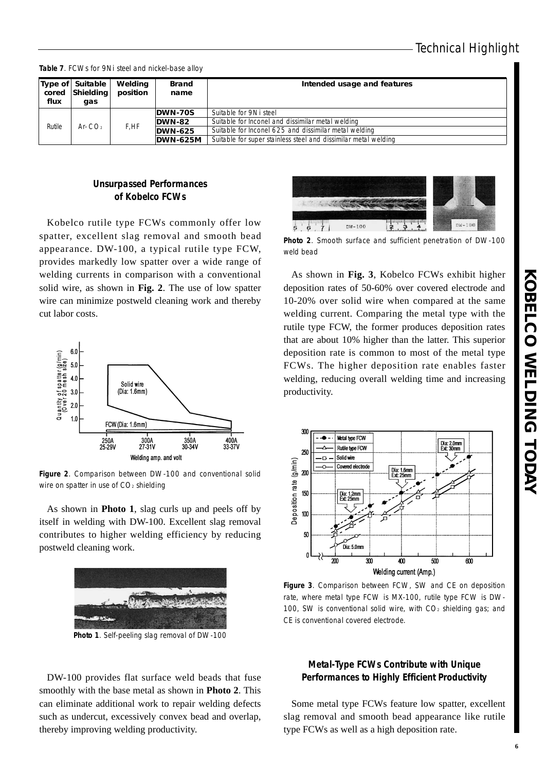**Table 7**. FCWs for 9Ni steel and nickel-base alloy

| Type of cored flux | Suitable Shielding gas | Welding position | Brand name | Intended usage and features |
|---|---|---|---|---|
| Rutile | Ar-$CO_2$ | F,HF | DWN-70S | Suitable for 9Ni steel |
| | | | DWN-82 | Suitable for Inconel and dissimilar metal welding |
| | | | DWN-625 | Suitable for Inconel 625 and dissimilar metal welding |
| | | | DWN-625M | Suitable for super stainless steel and dissimilar metal welding |

## Unsurpassed Performances of Kobelco FCWs

Kobelco rutile type FCWs commonly offer low spatter, excellent slag removal and smooth bead appearance. DW-100, a typical rutile type FCW, provides markedly low spatter over a wide range of welding currents in comparison with a conventional solid wire, as shown in **Fig. 2**. The use of low spatter wire can minimize postweld cleaning work and thereby cut labor costs.

**Figure 2**. Comparison between DW-100 and conventional solid wire on spatter in use of $CO_2$ shielding

As shown in **Photo 1**, slag curls up and peels off by itself in welding with DW-100. Excellent slag removal contributes to higher welding efficiency by reducing postweld cleaning work.

**Photo 1**. Self-peeling slag removal of DW-100

DW-100 provides flat surface weld beads that fuse smoothly with the base metal as shown in **Photo 2**. This can eliminate additional work to repair welding defects such as undercut, excessively convex bead and overlap, thereby improving welding productivity.

**Photo 2**. Smooth surface and sufficient penetration of DW-100 weld bead

As shown in **Fig. 3**, Kobelco FCWs exhibit higher deposition rates of 50-60% over covered electrode and 10-20% over solid wire when compared at the same welding current. Comparing the metal type with the rutile type FCW, the former produces deposition rates that are about 10% higher than the latter. This superior deposition rate is common to most of the metal type FCWs. The higher deposition rate enables faster welding, reducing overall welding time and increasing productivity.

**Figure 3**. Comparison between FCW, SW and CE on deposition rate, where metal type FCW is MX-100, rutile type FCW is DW-100, SW is conventional solid wire, with $CO_2$ shielding gas; and CE is conventional covered electrode.

## Metal-Type FCWs Contribute with Unique Performances to Highly Efficient Productivity

Some metal type FCWs feature low spatter, excellent slag removal and smooth bead appearance like rutile type FCWs as well as a high deposition rate.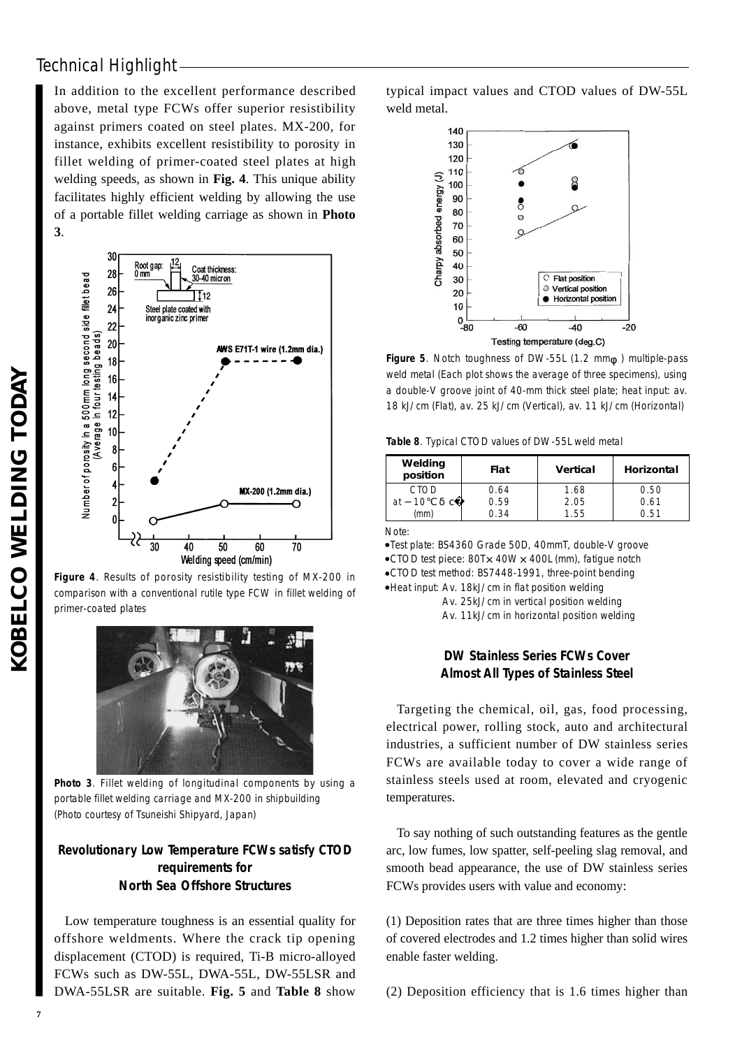## Technical Highlight

In addition to the excellent performance described above, metal type FCWs offer superior resistibility against primers coated on steel plates. MX-200, for instance, exhibits excellent resistibility to porosity in fillet welding of primer-coated steel plates at high welding speeds, as shown in **Fig. 4**. This unique ability facilitates highly efficient welding by allowing the use of a portable fillet welding carriage as shown in **Photo 3**.

**Figure 4**. Results of porosity resistibility testing of MX-200 in comparison with a conventional rutile type FCW in fillet welding of primer-coated plates

**Photo 3**. Fillet welding of longitudinal components by using a portable fillet welding carriage and MX-200 in shipbuilding (Photo courtesy of Tsuneishi Shipyard, Japan)

### Revolutionary Low Temperature FCWs satisfy CTOD requirements for North Sea Offshore Structures

Low temperature toughness is an essential quality for offshore weldments. Where the crack tip opening displacement (CTOD) is required, Ti-B micro-alloyed FCWs such as DW-55L, DWA-55L, DW-55LSR and DWA-55LSR are suitable. **Fig. 5** and **Table 8** show typical impact values and CTOD values of DW-55L weld metal.

**Figure 5**. Notch toughness of DW-55L (1.2 mmφ) multiple-pass weld metal (Each plot shows the average of three specimens), using a double-V groove joint of 40-mm thick steel plate; heat input: av. 18 kJ/cm (Flat), av. 25 kJ/cm (Vertical), av. 11 kJ/cm (Horizontal)

**Table 8**. Typical CTOD values of DW-55L weld metal

| Welding position | Flat | Vertical | Horizontal |
|---|---|---|---|
| CTOD at −10℃ δc (mm) | 0.64<br>0.59<br>0.34 | 1.68<br>2.05<br>1.55 | 0.50<br>0.61<br>0.51 |

Note:
- Test plate: BS4360 Grade 50D, 40mmT, double-V groove
- CTOD test piece: 80T× 40W × 400L (mm), fatigue notch
- CTOD test method: BS7448-1991, three-point bending
- Heat input: Av. 18kJ/cm in flat position welding
  Av. 25kJ/cm in vertical position welding
  Av. 11kJ/cm in horizontal position welding

### DW Stainless Series FCWs Cover Almost All Types of Stainless Steel

Targeting the chemical, oil, gas, food processing, electrical power, rolling stock, auto and architectural industries, a sufficient number of DW stainless series FCWs are available today to cover a wide range of stainless steels used at room, elevated and cryogenic temperatures.

To say nothing of such outstanding features as the gentle arc, low fumes, low spatter, self-peeling slag removal, and smooth bead appearance, the use of DW stainless series FCWs provides users with value and economy:

(1) Deposition rates that are three times higher than those of covered electrodes and 1.2 times higher than solid wires enable faster welding.

(2) Deposition efficiency that is 1.6 times higher than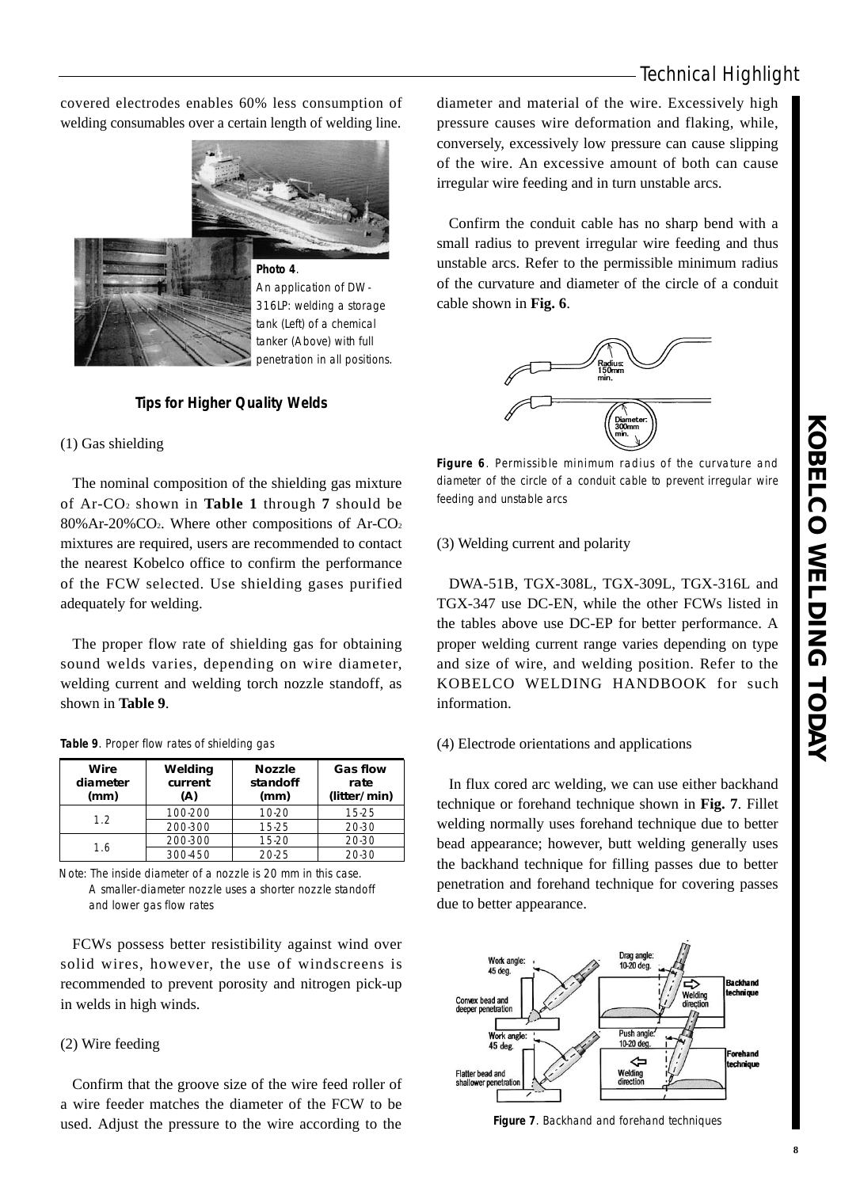covered electrodes enables 60% less consumption of welding consumables over a certain length of welding line.

**Photo 4**. An application of DW-316LP: welding a storage tank (Left) of a chemical tanker (Above) with full penetration in all positions.

### Tips for Higher Quality Welds

(1) Gas shielding

The nominal composition of the shielding gas mixture of Ar-$CO_2$ shown in **Table 1** through **7** should be 80%Ar-20%$CO_2$. Where other compositions of Ar-$CO_2$ mixtures are required, users are recommended to contact the nearest Kobelco office to confirm the performance of the FCW selected. Use shielding gases purified adequately for welding.

The proper flow rate of shielding gas for obtaining sound welds varies, depending on wire diameter, welding current and welding torch nozzle standoff, as shown in **Table 9**.

**Table 9**. Proper flow rates of shielding gas

| Wire diameter (mm) | Welding current (A) | Nozzle standoff (mm) | Gas flow rate (litter/min) |
|---|---|---|---|
| 1.2 | 100-200 | 10-20 | 15-25 |
| | 200-300 | 15-25 | 20-30 |
| 1.6 | 200-300 | 15-20 | 20-30 |
| | 300-450 | 20-25 | 20-30 |

Note: The inside diameter of a nozzle is 20 mm in this case. A smaller-diameter nozzle uses a shorter nozzle standoff and lower gas flow rates

FCWs possess better resistibility against wind over solid wires, however, the use of windscreens is recommended to prevent porosity and nitrogen pick-up in welds in high winds.

(2) Wire feeding

Confirm that the groove size of the wire feed roller of a wire feeder matches the diameter of the FCW to be used. Adjust the pressure to the wire according to the diameter and material of the wire. Excessively high pressure causes wire deformation and flaking, while, conversely, excessively low pressure can cause slipping of the wire. An excessive amount of both can cause irregular wire feeding and in turn unstable arcs.

Confirm the conduit cable has no sharp bend with a small radius to prevent irregular wire feeding and thus unstable arcs. Refer to the permissible minimum radius of the curvature and diameter of the circle of a conduit cable shown in **Fig. 6**.

**Figure 6**. Permissible minimum radius of the curvature and diameter of the circle of a conduit cable to prevent irregular wire feeding and unstable arcs

(3) Welding current and polarity

DWA-51B, TGX-308L, TGX-309L, TGX-316L and TGX-347 use DC-EN, while the other FCWs listed in the tables above use DC-EP for better performance. A proper welding current range varies depending on type and size of wire, and welding position. Refer to the KOBELCO WELDING HANDBOOK for such information.

(4) Electrode orientations and applications

In flux cored arc welding, we can use either backhand technique or forehand technique shown in **Fig. 7**. Fillet welding normally uses forehand technique due to better bead appearance; however, butt welding generally uses the backhand technique for filling passes due to better penetration and forehand technique for covering passes due to better appearance.

**Figure 7**. Backhand and forehand techniques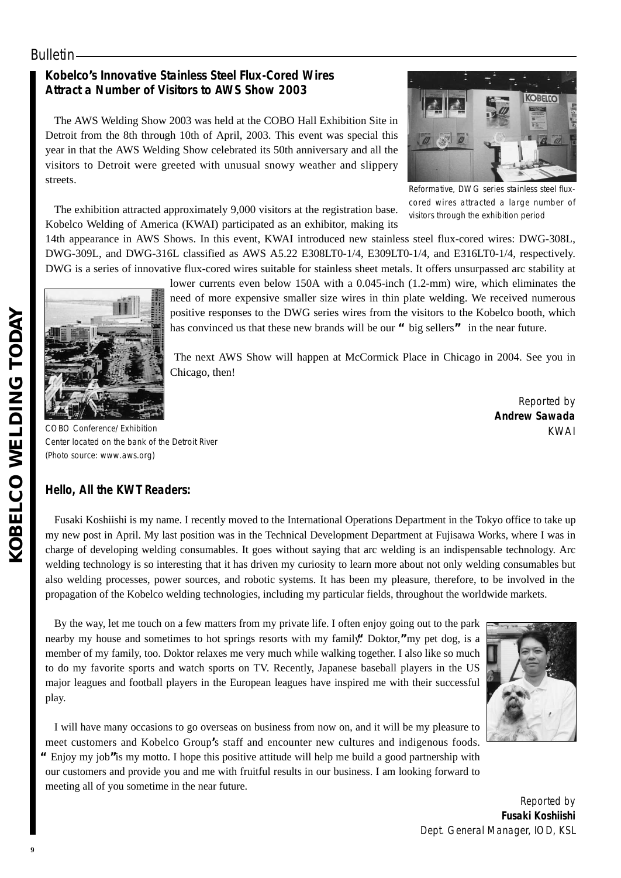## Kobelco's Innovative Stainless Steel Flux-Cored Wires Attract a Number of Visitors to AWS Show 2003

The AWS Welding Show 2003 was held at the COBO Hall Exhibition Site in Detroit from the 8th through 10th of April, 2003. This event was special this year in that the AWS Welding Show celebrated its 50th anniversary and all the visitors to Detroit were greeted with unusual snowy weather and slippery streets.

*Reformative, DWG series stainless steel flux-cored wires attracted a large number of visitors through the exhibition period*

The exhibition attracted approximately 9,000 visitors at the registration base. Kobelco Welding of America (KWAI) participated as an exhibitor, making its 14th appearance in AWS Shows. In this event, KWAI introduced new stainless steel flux-cored wires: DWG-308L, DWG-309L, and DWG-316L classified as AWS A5.22 E308LT0-1/4, E309LT0-1/4, and E316LT0-1/4, respectively. DWG is a series of innovative flux-cored wires suitable for stainless sheet metals. It offers unsurpassed arc stability at lower currents even below 150A with a 0.045-inch (1.2-mm) wire, which eliminates the need of more expensive smaller size wires in thin plate welding. We received numerous positive responses to the DWG series wires from the visitors to the Kobelco booth, which has convinced us that these new brands will be our "big sellers" in the near future.

The next AWS Show will happen at McCormick Place in Chicago in 2004. See you in Chicago, then!

*COBO Conference/Exhibition Center located on the bank of the Detroit River (Photo source: www.aws.org)*

Reported by
**Andrew Sawada**
KWAI

## Hello, All the KWT Readers:

Fusaki Koshiishi is my name. I recently moved to the International Operations Department in the Tokyo office to take up my new post in April. My last position was in the Technical Development Department at Fujisawa Works, where I was in charge of developing welding consumables. It goes without saying that arc welding is an indispensable technology. Arc welding technology is so interesting that it has driven my curiosity to learn more about not only welding consumables but also welding processes, power sources, and robotic systems. It has been my pleasure, therefore, to be involved in the propagation of the Kobelco welding technologies, including my particular fields, throughout the worldwide markets.

By the way, let me touch on a few matters from my private life. I often enjoy going out to the park nearby my house and sometimes to hot springs resorts with my family. "Doktor," my pet dog, is a member of my family, too. Doktor relaxes me very much while walking together. I also like so much to do my favorite sports and watch sports on TV. Recently, Japanese baseball players in the US major leagues and football players in the European leagues have inspired me with their successful play.

I will have many occasions to go overseas on business from now on, and it will be my pleasure to meet customers and Kobelco Group's staff and encounter new cultures and indigenous foods. "Enjoy my job" is my motto. I hope this positive attitude will help me build a good partnership with our customers and provide you and me with fruitful results in our business. I am looking forward to meeting all of you sometime in the near future.

Reported by
**Fusaki Koshiishi**
Dept. General Manager, IOD, KSL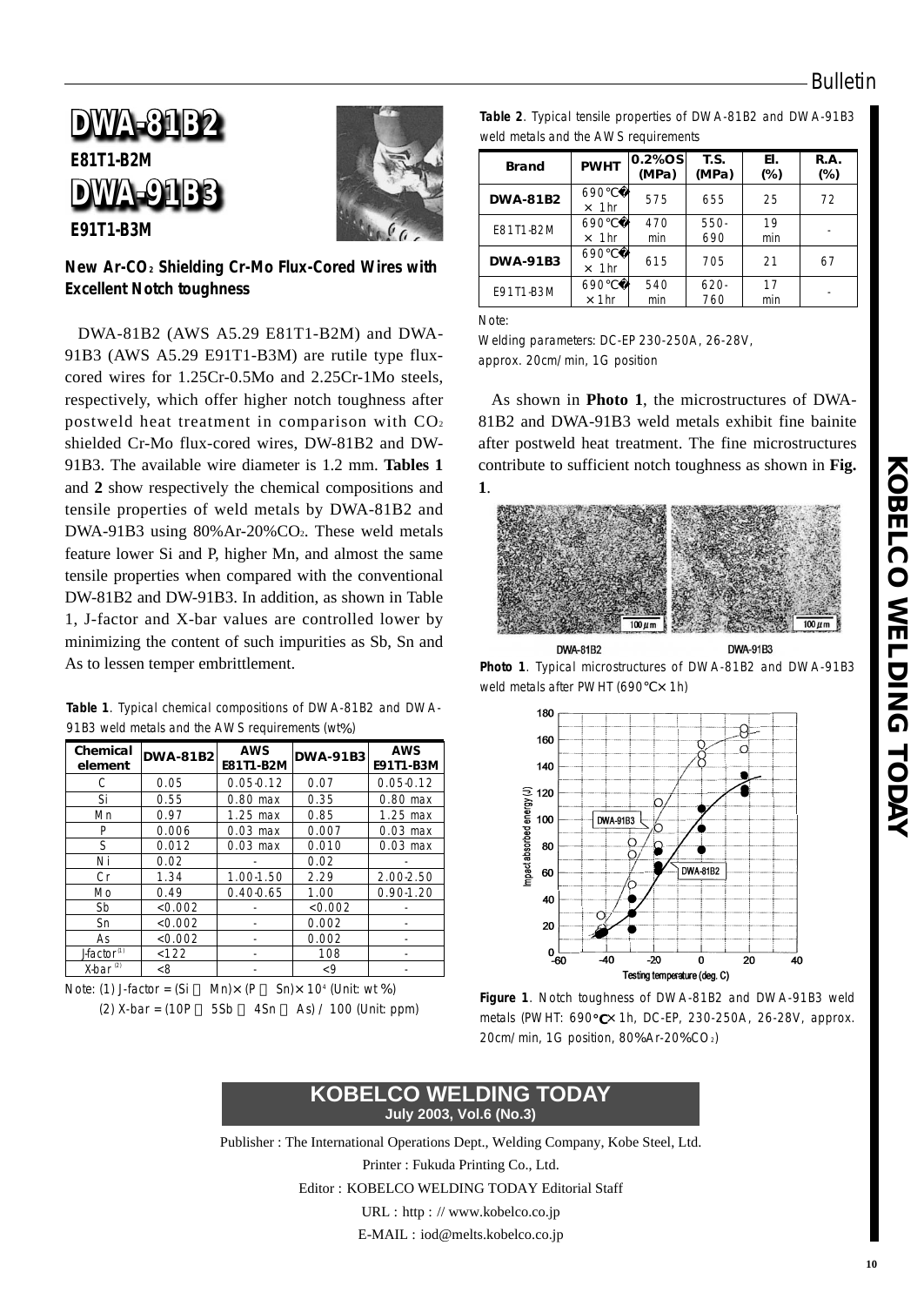# DWA-81B2

**E81T1-B2M**

# DWA-91B3

**E91T1-B3M**

## New Ar-$CO_2$ Shielding Cr-Mo Flux-Cored Wires with Excellent Notch toughness

DWA-81B2 (AWS A5.29 E81T1-B2M) and DWA-91B3 (AWS A5.29 E91T1-B3M) are rutile type flux-cored wires for 1.25Cr-0.5Mo and 2.25Cr-1Mo steels, respectively, which offer higher notch toughness after postweld heat treatment in comparison with $CO_2$ shielded Cr-Mo flux-cored wires, DW-81B2 and DW-91B3. The available wire diameter is 1.2 mm. **Tables 1** and **2** show respectively the chemical compositions and tensile properties of weld metals by DWA-81B2 and DWA-91B3 using 80%Ar-20%$CO_2$. These weld metals feature lower Si and P, higher Mn, and almost the same tensile properties when compared with the conventional DW-81B2 and DW-91B3. In addition, as shown in Table 1, J-factor and X-bar values are controlled lower by minimizing the content of such impurities as Sb, Sn and As to lessen temper embrittlement.

**Table 1**. Typical chemical compositions of DWA-81B2 and DWA-91B3 weld metals and the AWS requirements (wt%)

| Chemical element | DWA-81B2 | AWS E81T1-B2M | DWA-91B3 | AWS E91T1-B3M |
|---|---|---|---|---|
| C | 0.05 | 0.05-0.12 | 0.07 | 0.05-0.12 |
| Si | 0.55 | 0.80 max | 0.35 | 0.80 max |
| Mn | 0.97 | 1.25 max | 0.85 | 1.25 max |
| P | 0.006 | 0.03 max | 0.007 | 0.03 max |
| S | 0.012 | 0.03 max | 0.010 | 0.03 max |
| Ni | 0.02 | - | 0.02 | - |
| Cr | 1.34 | 1.00-1.50 | 2.29 | 2.00-2.50 |
| Mo | 0.49 | 0.40-0.65 | 1.00 | 0.90-1.20 |
| Sb | <0.002 | - | <0.002 | - |
| Sn | <0.002 | - | 0.002 | - |
| As | <0.002 | - | 0.002 | - |
| J-factor [1] | <122 | - | 108 | - |
| X-bar [2] | <8 | - | <9 | - |

Note: (1) J-factor = (Si + Mn) × (P + Sn) × $10^4$ (Unit: wt %)
(2) X-bar = (10P + 5Sb + 4Sn + As) / 100 (Unit: ppm)

**Table 2**. Typical tensile properties of DWA-81B2 and DWA-91B3 weld metals and the AWS requirements

| Brand | PWHT | 0.2%OS (MPa) | T.S. (MPa) | El. (%) | R.A. (%) |
|---|---|---|---|---|---|
| **DWA-81B2** | 690℃ × 1hr | 575 | 655 | 25 | 72 |
| E81T1-B2M | 690℃ × 1hr | 470 min | 550-690 | 19 min | - |
| **DWA-91B3** | 690℃ × 1hr | 615 | 705 | 21 | 67 |
| E91T1-B3M | 690℃ × 1hr | 540 min | 620-760 | 17 min | - |

Note:
Welding parameters: DC-EP 230-250A, 26-28V, approx. 20cm/min, 1G position

As shown in **Photo 1**, the microstructures of DWA-81B2 and DWA-91B3 weld metals exhibit fine bainite after postweld heat treatment. The fine microstructures contribute to sufficient notch toughness as shown in **Fig. 1**.

DWA-81B2 DWA-91B3

100 μm 100 μm

**Photo 1**. Typical microstructures of DWA-81B2 and DWA-91B3 weld metals after PWHT (690℃× 1h)

Impact absorbed energy (J)

Testing temperature (deg. C)

DWA-91B3

DWA-81B2

**Figure 1**. Notch toughness of DWA-81B2 and DWA-91B3 weld metals (PWHT: 690℃× 1h, DC-EP, 230-250A, 26-28V, approx. 20cm/min, 1G position, 80%Ar-20%$CO_2$)

**KOBELCO WELDING TODAY**
**July 2003, Vol.6 (No.3)**

Publisher : The International Operations Dept., Welding Company, Kobe Steel, Ltd.
Printer : Fukuda Printing Co., Ltd.
Editor : KOBELCO WELDING TODAY Editorial Staff
URL : http : // www.kobelco.co.jp
E-MAIL : iod@melts.kobelco.co.jp